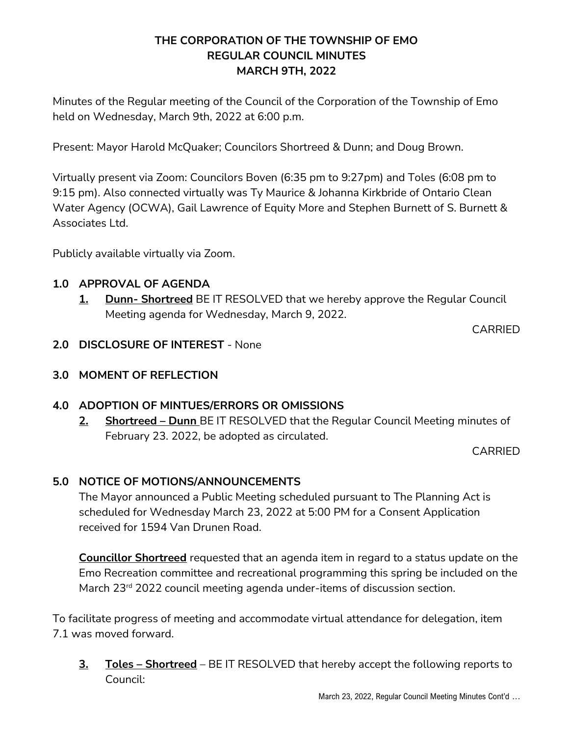**THE CORPORATION OF THE TOWNSHIP OF EMO**
**REGULAR COUNCIL MINUTES**
**MARCH 9TH, 2022**

Minutes of the Regular meeting of the Council of the Corporation of the Township of Emo held on Wednesday, March 9th, 2022 at 6:00 p.m.

Present: Mayor Harold McQuaker; Councilors Shortreed & Dunn; and Doug Brown.

Virtually present via Zoom: Councilors Boven (6:35 pm to 9:27pm) and Toles (6:08 pm to 9:15 pm). Also connected virtually was Ty Maurice & Johanna Kirkbride of Ontario Clean Water Agency (OCWA), Gail Lawrence of Equity More and Stephen Burnett of S. Burnett & Associates Ltd.

Publicly available virtually via Zoom.

## 1.0 APPROVAL OF AGENDA

**1.** **Dunn- Shortreed** BE IT RESOLVED that we hereby approve the Regular Council Meeting agenda for Wednesday, March 9, 2022.

CARRIED

## 2.0 DISCLOSURE OF INTEREST - None

## 3.0 MOMENT OF REFLECTION

## 4.0 ADOPTION OF MINTUES/ERRORS OR OMISSIONS

**2.** **Shortreed – Dunn** BE IT RESOLVED that the Regular Council Meeting minutes of February 23. 2022, be adopted as circulated.

CARRIED

## 5.0 NOTICE OF MOTIONS/ANNOUNCEMENTS

The Mayor announced a Public Meeting scheduled pursuant to The Planning Act is scheduled for Wednesday March 23, 2022 at 5:00 PM for a Consent Application received for 1594 Van Drunen Road.

**Councillor Shortreed** requested that an agenda item in regard to a status update on the Emo Recreation committee and recreational programming this spring be included on the March 23rd 2022 council meeting agenda under-items of discussion section.

To facilitate progress of meeting and accommodate virtual attendance for delegation, item 7.1 was moved forward.

**3.** **Toles – Shortreed** – BE IT RESOLVED that hereby accept the following reports to Council: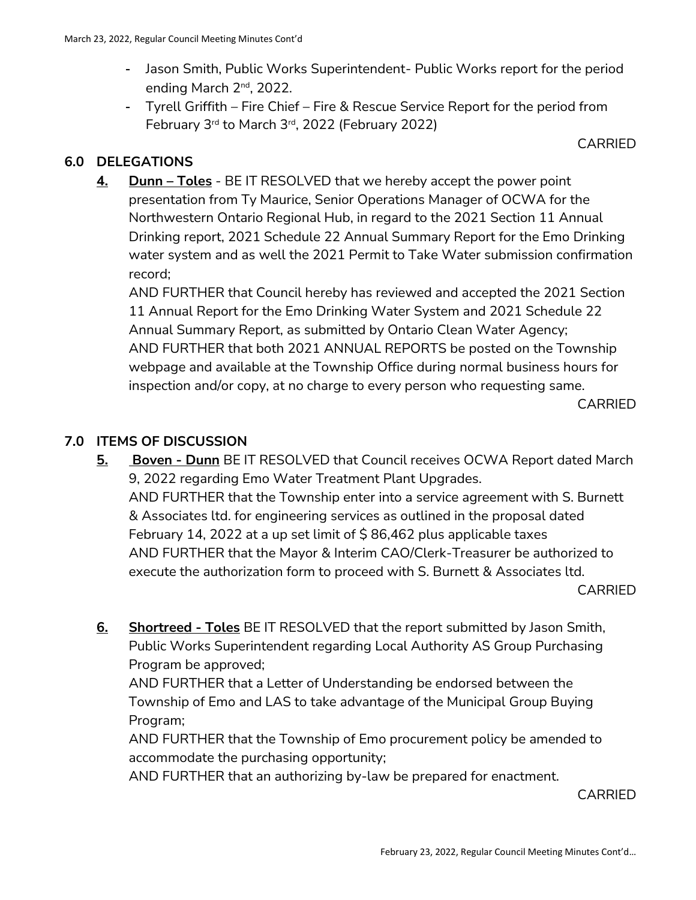- Jason Smith, Public Works Superintendent- Public Works report for the period ending March 2nd, 2022.
- Tyrell Griffith – Fire Chief – Fire & Rescue Service Report for the period from February 3rd to March 3rd, 2022 (February 2022)

CARRIED

## 6.0 DELEGATIONS

**4.** **Dunn – Toles** - BE IT RESOLVED that we hereby accept the power point presentation from Ty Maurice, Senior Operations Manager of OCWA for the Northwestern Ontario Regional Hub, in regard to the 2021 Section 11 Annual Drinking report, 2021 Schedule 22 Annual Summary Report for the Emo Drinking water system and as well the 2021 Permit to Take Water submission confirmation record;
AND FURTHER that Council hereby has reviewed and accepted the 2021 Section 11 Annual Report for the Emo Drinking Water System and 2021 Schedule 22 Annual Summary Report, as submitted by Ontario Clean Water Agency;
AND FURTHER that both 2021 ANNUAL REPORTS be posted on the Township webpage and available at the Township Office during normal business hours for inspection and/or copy, at no charge to every person who requesting same.

CARRIED

## 7.0 ITEMS OF DISCUSSION

**5.** **Boven - Dunn** BE IT RESOLVED that Council receives OCWA Report dated March 9, 2022 regarding Emo Water Treatment Plant Upgrades.
AND FURTHER that the Township enter into a service agreement with S. Burnett & Associates ltd. for engineering services as outlined in the proposal dated February 14, 2022 at a up set limit of $ 86,462 plus applicable taxes
AND FURTHER that the Mayor & Interim CAO/Clerk-Treasurer be authorized to execute the authorization form to proceed with S. Burnett & Associates ltd.

CARRIED

**6.** **Shortreed - Toles** BE IT RESOLVED that the report submitted by Jason Smith, Public Works Superintendent regarding Local Authority AS Group Purchasing Program be approved;
AND FURTHER that a Letter of Understanding be endorsed between the Township of Emo and LAS to take advantage of the Municipal Group Buying Program;
AND FURTHER that the Township of Emo procurement policy be amended to accommodate the purchasing opportunity;
AND FURTHER that an authorizing by-law be prepared for enactment.

CARRIED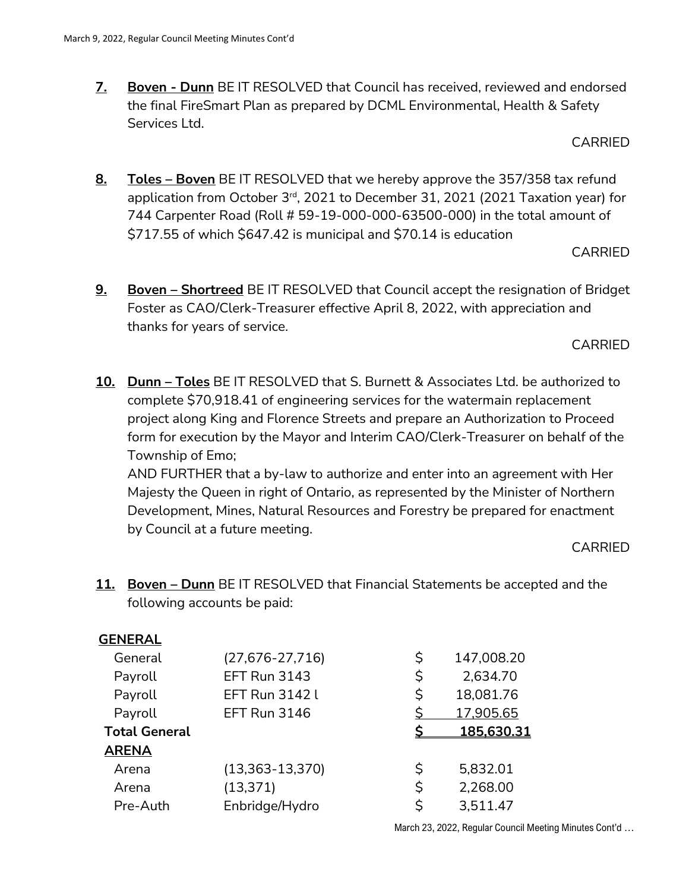**7.** **Boven - Dunn** BE IT RESOLVED that Council has received, reviewed and endorsed the final FireSmart Plan as prepared by DCML Environmental, Health & Safety Services Ltd.

CARRIED

**8.** **Toles – Boven** BE IT RESOLVED that we hereby approve the 357/358 tax refund application from October 3rd, 2021 to December 31, 2021 (2021 Taxation year) for 744 Carpenter Road (Roll # 59-19-000-000-63500-000) in the total amount of $717.55 of which $647.42 is municipal and $70.14 is education

CARRIED

**9.** **Boven – Shortreed** BE IT RESOLVED that Council accept the resignation of Bridget Foster as CAO/Clerk-Treasurer effective April 8, 2022, with appreciation and thanks for years of service.

CARRIED

**10.** **Dunn – Toles** BE IT RESOLVED that S. Burnett & Associates Ltd. be authorized to complete $70,918.41 of engineering services for the watermain replacement project along King and Florence Streets and prepare an Authorization to Proceed form for execution by the Mayor and Interim CAO/Clerk-Treasurer on behalf of the Township of Emo;

AND FURTHER that a by-law to authorize and enter into an agreement with Her Majesty the Queen in right of Ontario, as represented by the Minister of Northern Development, Mines, Natural Resources and Forestry be prepared for enactment by Council at a future meeting.

CARRIED

**11.** **Boven – Dunn** BE IT RESOLVED that Financial Statements be accepted and the following accounts be paid:

| **GENERAL** | | | |
|---|---|---|---|
| General | (27,676-27,716) | $ | 147,008.20 |
| Payroll | EFT Run 3143 | $ | 2,634.70 |
| Payroll | EFT Run 3142 l | $ | 18,081.76 |
| Payroll | EFT Run 3146 | $ | 17,905.65 |
| **Total General** | | **$** | **185,630.31** |
| **ARENA** | | | |
| Arena | (13,363-13,370) | $ | 5,832.01 |
| Arena | (13,371) | $ | 2,268.00 |
| Pre-Auth | Enbridge/Hydro | $ | 3,511.47 |

March 23, 2022, Regular Council Meeting Minutes Cont'd …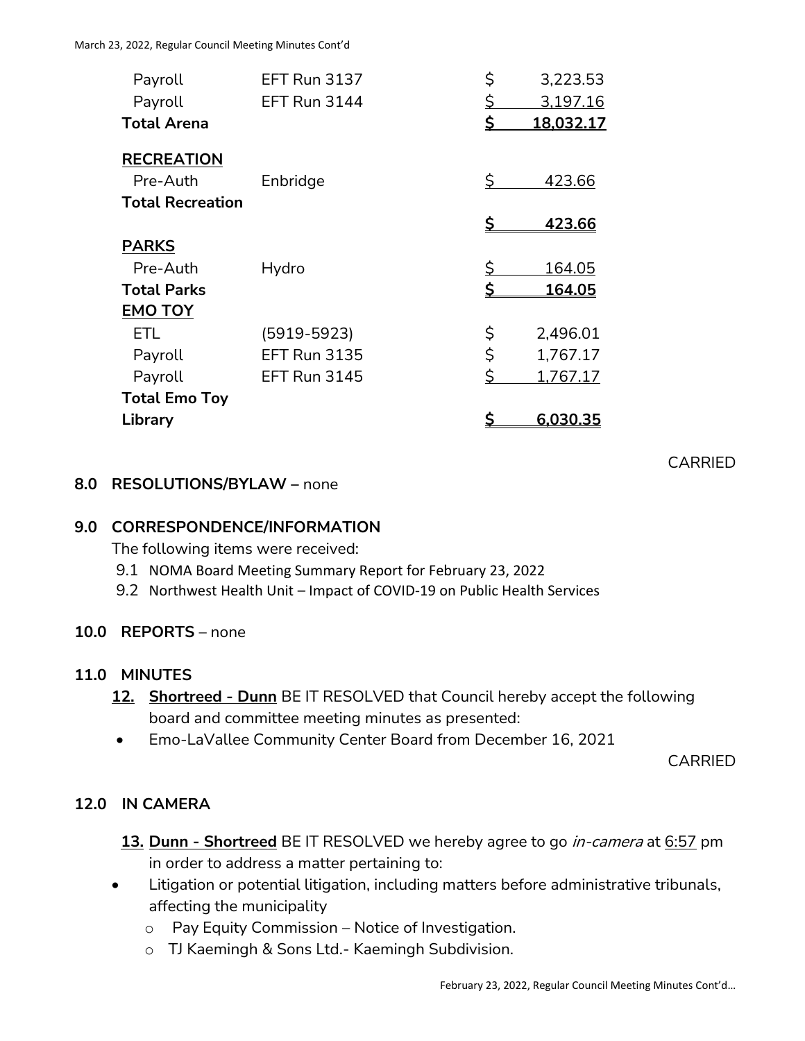| | | |
|---|---|---|
| Payroll | EFT Run 3137 | $ 3,223.53 |
| Payroll | EFT Run 3144 | $ 3,197.16 |
| **Total Arena** | | **$ 18,032.17** |
| **RECREATION** | | |
| Pre-Auth | Enbridge | $ 423.66 |
| **Total Recreation** | | **$ 423.66** |
| **PARKS** | | |
| Pre-Auth | Hydro | $ 164.05 |
| **Total Parks** | | **$ 164.05** |
| **EMO TOY** | | |
| ETL | (5919-5923) | $ 2,496.01 |
| Payroll | EFT Run 3135 | $ 1,767.17 |
| Payroll | EFT Run 3145 | $ 1,767.17 |
| **Total Emo Toy Library** | | **$ 6,030.35** |

CARRIED

## 8.0 RESOLUTIONS/BYLAW – none

## 9.0 CORRESPONDENCE/INFORMATION

The following items were received:

9.1 NOMA Board Meeting Summary Report for February 23, 2022

9.2 Northwest Health Unit – Impact of COVID-19 on Public Health Services

## 10.0 REPORTS – none

## 11.0 MINUTES

**12. Shortreed - Dunn** BE IT RESOLVED that Council hereby accept the following board and committee meeting minutes as presented:

- Emo-LaVallee Community Center Board from December 16, 2021

CARRIED

## 12.0 IN CAMERA

**13. Dunn - Shortreed** BE IT RESOLVED we hereby agree to go *in-camera* at 6:57 pm in order to address a matter pertaining to:

- Litigation or potential litigation, including matters before administrative tribunals, affecting the municipality
  - Pay Equity Commission – Notice of Investigation.
  - TJ Kaemingh & Sons Ltd.- Kaemingh Subdivision.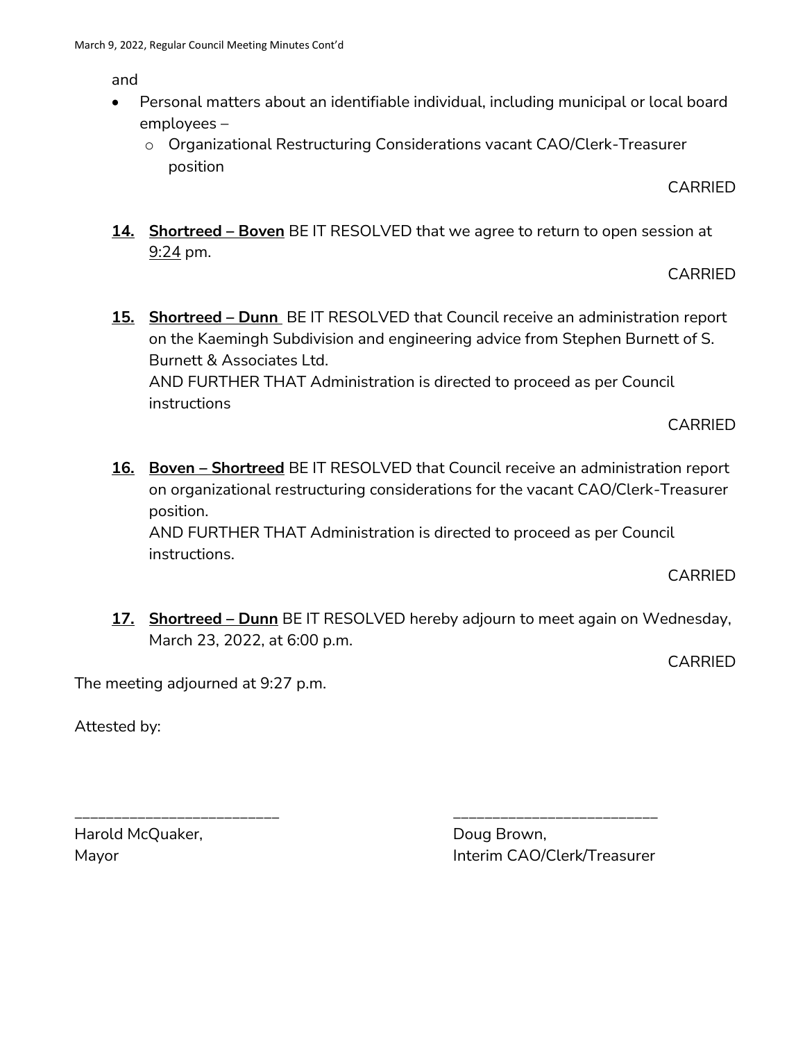and

- Personal matters about an identifiable individual, including municipal or local board employees –
    - Organizational Restructuring Considerations vacant CAO/Clerk-Treasurer position

CARRIED

**14. Shortreed – Boven** BE IT RESOLVED that we agree to return to open session at 9:24 pm.

CARRIED

**15. Shortreed – Dunn** BE IT RESOLVED that Council receive an administration report on the Kaemingh Subdivision and engineering advice from Stephen Burnett of S. Burnett & Associates Ltd.
AND FURTHER THAT Administration is directed to proceed as per Council instructions

CARRIED

**16. Boven – Shortreed** BE IT RESOLVED that Council receive an administration report on organizational restructuring considerations for the vacant CAO/Clerk-Treasurer position.
AND FURTHER THAT Administration is directed to proceed as per Council instructions.

CARRIED

**17. Shortreed – Dunn** BE IT RESOLVED hereby adjourn to meet again on Wednesday, March 23, 2022, at 6:00 p.m.

CARRIED

The meeting adjourned at 9:27 p.m.

Attested by:

_________________________
Harold McQuaker,
Mayor

_________________________
Doug Brown,
Interim CAO/Clerk/Treasurer